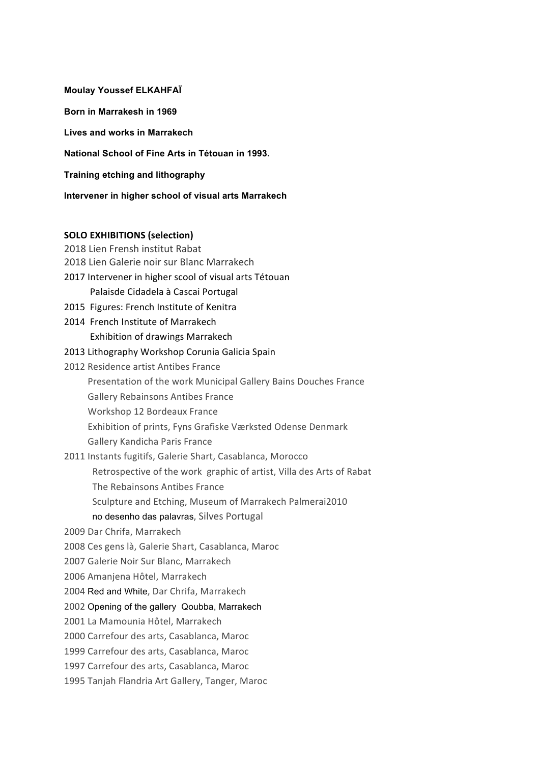**Moulay Youssef ELKAHFAÏ**

**Born in Marrakesh in 1969**

**Lives and works in Marrakech**

**National School of Fine Arts in Tétouan in 1993.**

**Training etching and lithography**

**Intervener in higher school of visual arts Marrakech**

**SOLO EXHIBITIONS (selection)**

2018 Lien Frensh institut Rabat
2018 Lien Galerie noir sur Blanc Marrakech
2017 Intervener in higher scool of visual arts Tétouan
Palaisde Cidadela à Cascai Portugal
2015 Figures: French Institute of Kenitra
2014 French Institute of Marrakech
Exhibition of drawings Marrakech
2013 Lithography Workshop Corunia Galicia Spain
2012 Residence artist Antibes France
Presentation of the work Municipal Gallery Bains Douches France
Gallery Rebainsons Antibes France
Workshop 12 Bordeaux France
Exhibition of prints, Fyns Grafiske Værksted Odense Denmark
Gallery Kandicha Paris France
2011 Instants fugitifs, Galerie Shart, Casablanca, Morocco
Retrospective of the work graphic of artist, Villa des Arts of Rabat
The Rebainsons Antibes France
Sculpture and Etching, Museum of Marrakech Palmerai2010
no desenho das palavras, Silves Portugal
2009 Dar Chrifa, Marrakech
2008 Ces gens là, Galerie Shart, Casablanca, Maroc
2007 Galerie Noir Sur Blanc, Marrakech
2006 Amanjena Hôtel, Marrakech
2004 Red and White, Dar Chrifa, Marrakech
2002 Opening of the gallery Qoubba, Marrakech
2001 La Mamounia Hôtel, Marrakech
2000 Carrefour des arts, Casablanca, Maroc
1999 Carrefour des arts, Casablanca, Maroc
1997 Carrefour des arts, Casablanca, Maroc
1995 Tanjah Flandria Art Gallery, Tanger, Maroc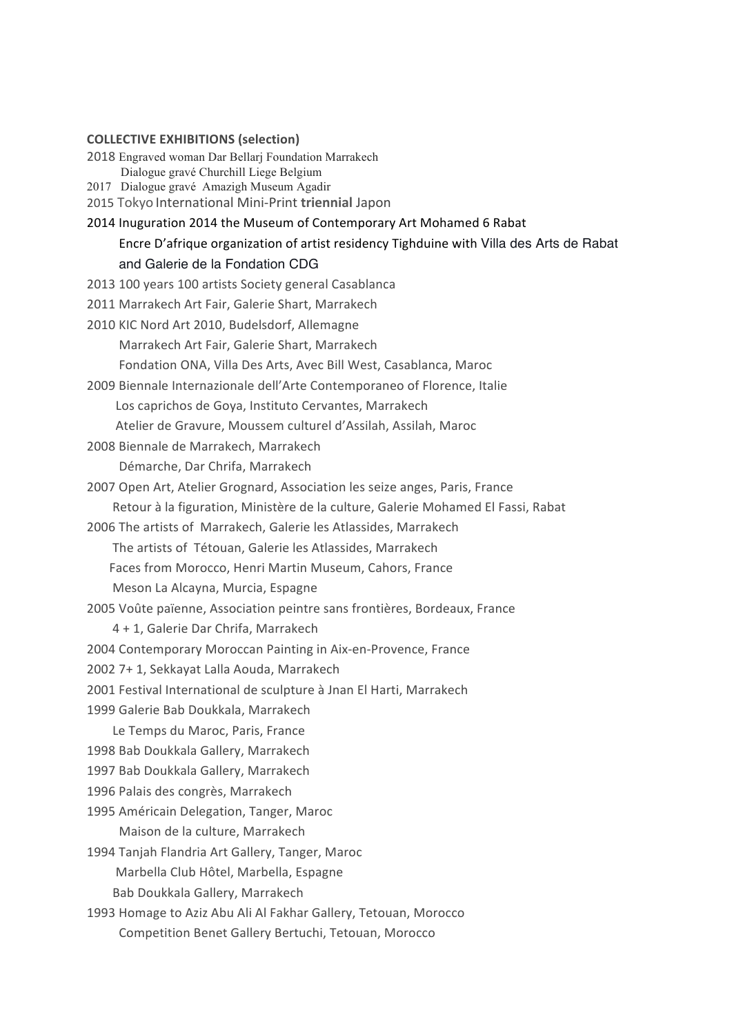**COLLECTIVE EXHIBITIONS (selection)**

2018 Engraved woman Dar Bellarj Foundation Marrakech
Dialogue gravé Churchill Liege Belgium
2017 Dialogue gravé Amazigh Museum Agadir
2015 Tokyo International Mini-Print **triennial** Japon
2014 Inuguration 2014 the Museum of Contemporary Art Mohamed 6 Rabat
Encre D'afrique organization of artist residency Tighduine with Villa des Arts de Rabat and Galerie de la Fondation CDG
2013 100 years 100 artists Society general Casablanca
2011 Marrakech Art Fair, Galerie Shart, Marrakech
2010 KIC Nord Art 2010, Budelsdorf, Allemagne
Marrakech Art Fair, Galerie Shart, Marrakech
Fondation ONA, Villa Des Arts, Avec Bill West, Casablanca, Maroc
2009 Biennale Internazionale dell'Arte Contemporaneo of Florence, Italie
Los caprichos de Goya, Instituto Cervantes, Marrakech
Atelier de Gravure, Moussem culturel d'Assilah, Assilah, Maroc
2008 Biennale de Marrakech, Marrakech
Démarche, Dar Chrifa, Marrakech
2007 Open Art, Atelier Grognard, Association les seize anges, Paris, France
Retour à la figuration, Ministère de la culture, Galerie Mohamed El Fassi, Rabat
2006 The artists of Marrakech, Galerie les Atlassides, Marrakech
The artists of Tétouan, Galerie les Atlassides, Marrakech
Faces from Morocco, Henri Martin Museum, Cahors, France
Meson La Alcayna, Murcia, Espagne
2005 Voûte païenne, Association peintre sans frontières, Bordeaux, France
4 + 1, Galerie Dar Chrifa, Marrakech
2004 Contemporary Moroccan Painting in Aix-en-Provence, France
2002 7+ 1, Sekkayat Lalla Aouda, Marrakech
2001 Festival International de sculpture à Jnan El Harti, Marrakech
1999 Galerie Bab Doukkala, Marrakech
Le Temps du Maroc, Paris, France
1998 Bab Doukkala Gallery, Marrakech
1997 Bab Doukkala Gallery, Marrakech
1996 Palais des congrès, Marrakech
1995 Américain Delegation, Tanger, Maroc
Maison de la culture, Marrakech
1994 Tanjah Flandria Art Gallery, Tanger, Maroc
Marbella Club Hôtel, Marbella, Espagne
Bab Doukkala Gallery, Marrakech
1993 Homage to Aziz Abu Ali Al Fakhar Gallery, Tetouan, Morocco
Competition Benet Gallery Bertuchi, Tetouan, Morocco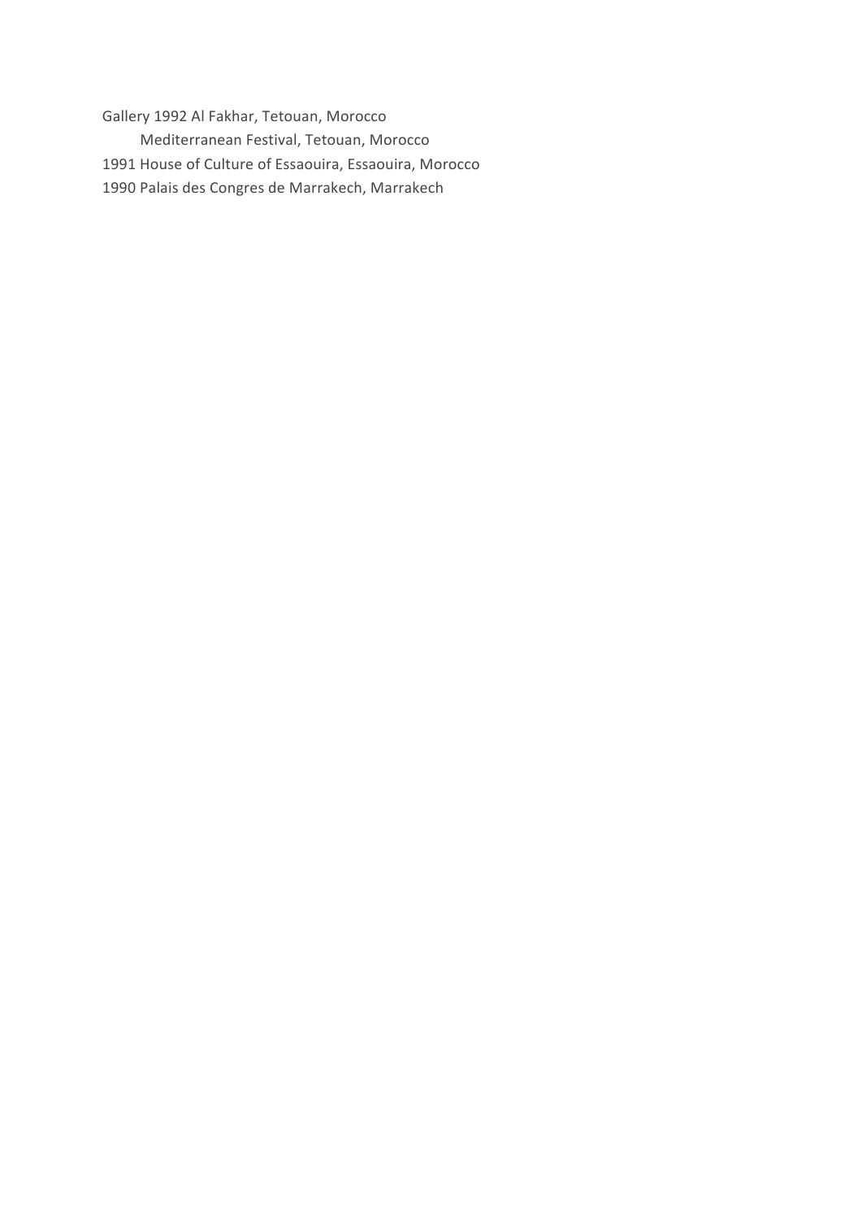Gallery 1992 Al Fakhar, Tetouan, Morocco

Mediterranean Festival, Tetouan, Morocco

1991 House of Culture of Essaouira, Essaouira, Morocco

1990 Palais des Congres de Marrakech, Marrakech